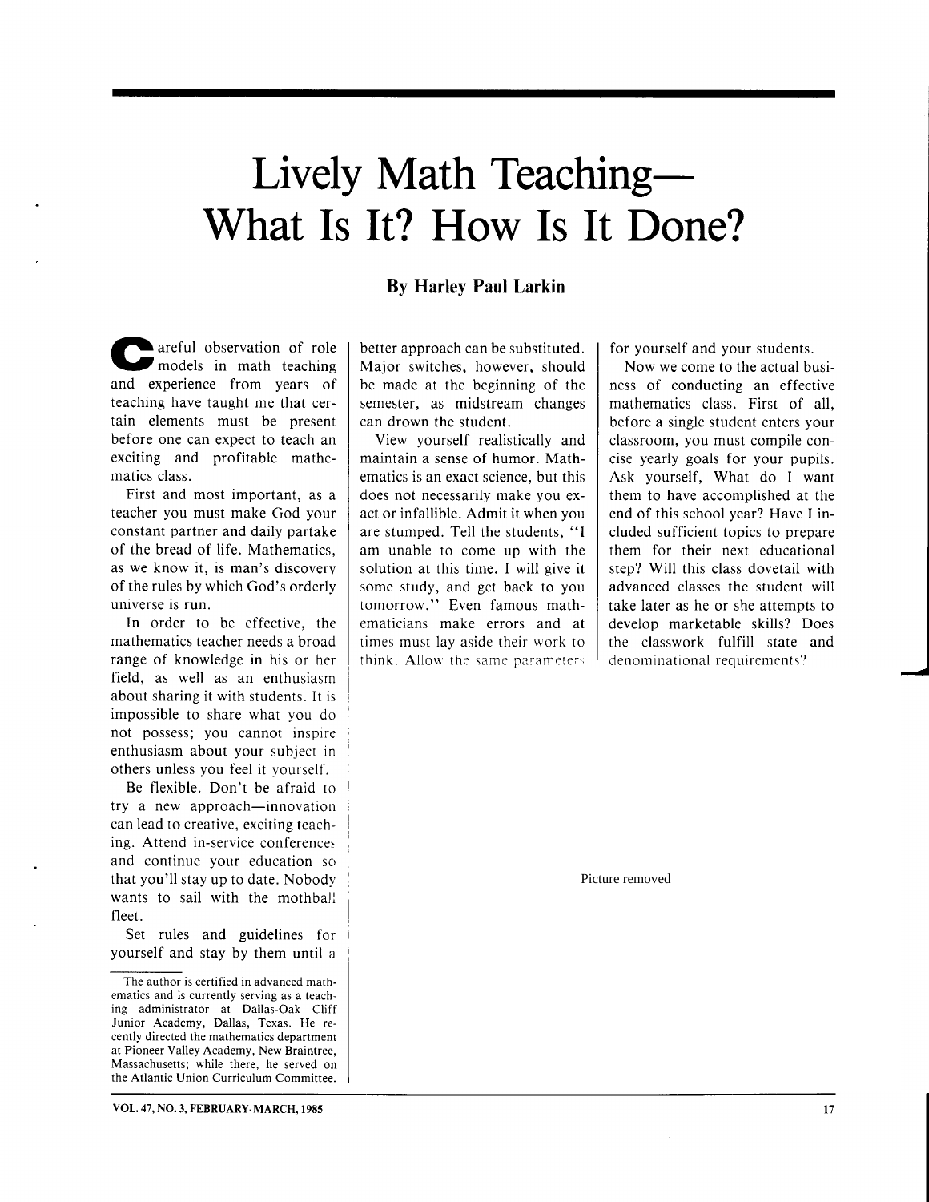# Lively Math Teaching—What Is It? How Is It Done?

**By Harley Paul Larkin**

Careful observation of role models in math teaching and experience from years of teaching have taught me that certain elements must be present before one can expect to teach an exciting and profitable mathematics class.

First and most important, as a teacher you must make God your constant partner and daily partake of the bread of life. Mathematics, as we know it, is man's discovery of the rules by which God's orderly universe is run.

In order to be effective, the mathematics teacher needs a broad range of knowledge in his or her field, as well as an enthusiasm about sharing it with students. It is impossible to share what you do not possess; you cannot inspire enthusiasm about your subject in others unless you feel it yourself.

Be flexible. Don't be afraid to try a new approach—innovation can lead to creative, exciting teaching. Attend in-service conferences and continue your education so that you'll stay up to date. Nobody wants to sail with the mothball fleet.

Set rules and guidelines for yourself and stay by them until a better approach can be substituted. Major switches, however, should be made at the beginning of the semester, as midstream changes can drown the student.

View yourself realistically and maintain a sense of humor. Mathematics is an exact science, but this does not necessarily make you exact or infallible. Admit it when you are stumped. Tell the students, "I am unable to come up with the solution at this time. I will give it some study, and get back to you tomorrow." Even famous mathematicians make errors and at times must lay aside their work to think. Allow the same parameters for yourself and your students.

Now we come to the actual business of conducting an effective mathematics class. First of all, before a single student enters your classroom, you must compile concise yearly goals for your pupils. Ask yourself, What do I want them to have accomplished at the end of this school year? Have I included sufficient topics to prepare them for their next educational step? Will this class dovetail with advanced classes the student will take later as he or she attempts to develop marketable skills? Does the classwork fulfill state and denominational requirements?

Picture removed

The author is certified in advanced mathematics and is currently serving as a teaching administrator at Dallas-Oak Cliff Junior Academy, Dallas, Texas. He recently directed the mathematics department at Pioneer Valley Academy, New Braintree, Massachusetts; while there, he served on the Atlantic Union Curriculum Committee.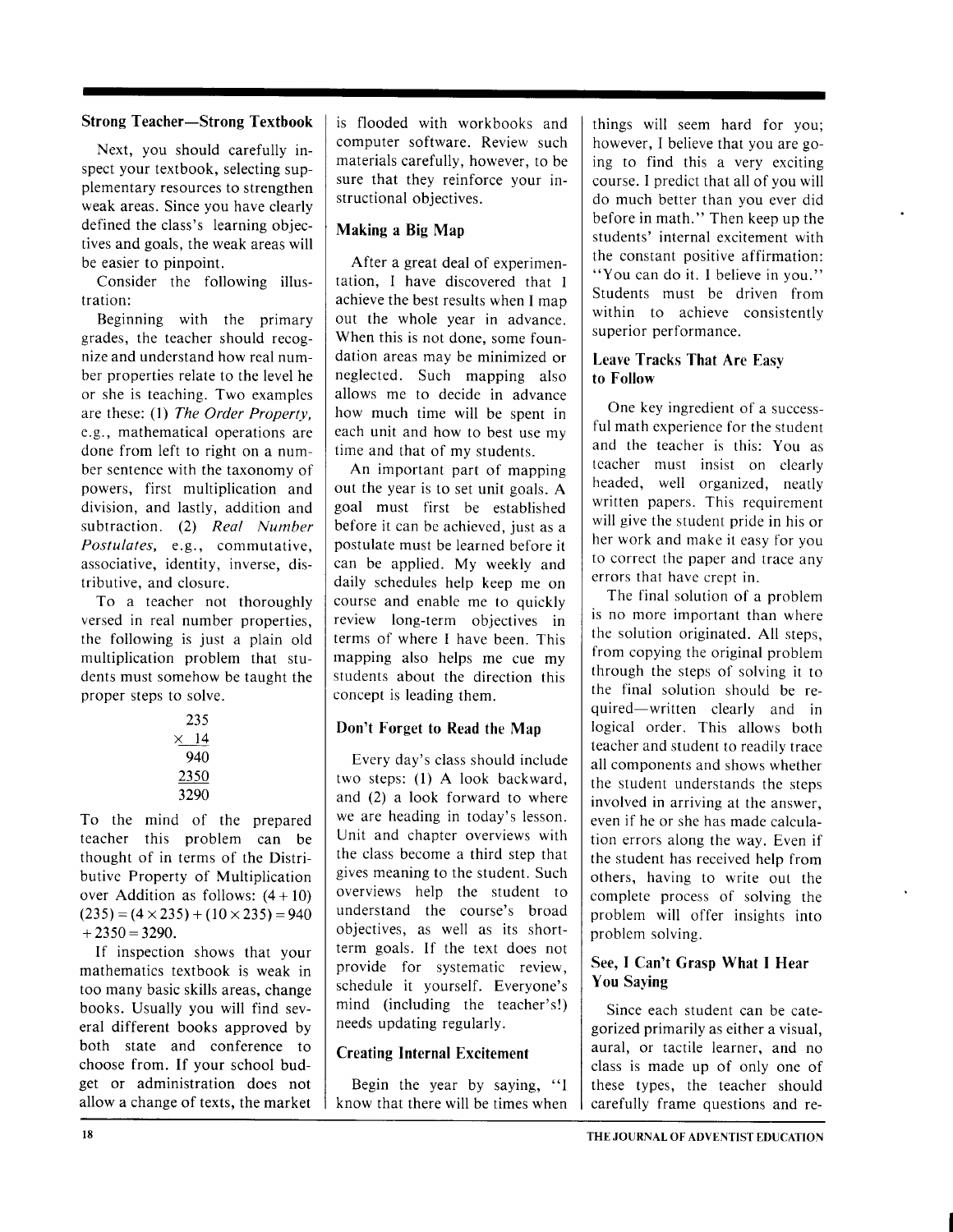### Strong Teacher—Strong Textbook

Next, you should carefully inspect your textbook, selecting supplementary resources to strengthen weak areas. Since you have clearly defined the class's learning objectives and goals, the weak areas will be easier to pinpoint.

Consider the following illustration:

Beginning with the primary grades, the teacher should recognize and understand how real number properties relate to the level he or she is teaching. Two examples are these: (1) *The Order Property*, e.g., mathematical operations are done from left to right on a number sentence with the taxonomy of powers, first multiplication and division, and lastly, addition and subtraction. (2) *Real Number Postulates*, e.g., commutative, associative, identity, inverse, distributive, and closure.

To a teacher not thoroughly versed in real number properties, the following is just a plain old multiplication problem that students must somehow be taught the proper steps to solve.

$$\begin{array}{r} 235 \\ \times\ 14 \\ \hline 940 \\ \underline{2350} \\ 3290 \end{array}$$

To the mind of the prepared teacher this problem can be thought of in terms of the Distributive Property of Multiplication over Addition as follows: $(4+10)(235) = (4 \times 235) + (10 \times 235) = 940 + 2350 = 3290$.

If inspection shows that your mathematics textbook is weak in too many basic skills areas, change books. Usually you will find several different books approved by both state and conference to choose from. If your school budget or administration does not allow a change of texts, the market is flooded with workbooks and computer software. Review such materials carefully, however, to be sure that they reinforce your instructional objectives.

### Making a Big Map

After a great deal of experimentation, I have discovered that I achieve the best results when I map out the whole year in advance. When this is not done, some foundation areas may be minimized or neglected. Such mapping also allows me to decide in advance how much time will be spent in each unit and how to best use my time and that of my students.

An important part of mapping out the year is to set unit goals. A goal must first be established before it can be achieved, just as a postulate must be learned before it can be applied. My weekly and daily schedules help keep me on course and enable me to quickly review long-term objectives in terms of where I have been. This mapping also helps me cue my students about the direction this concept is leading them.

### Don't Forget to Read the Map

Every day's class should include two steps: (1) A look backward, and (2) a look forward to where we are heading in today's lesson. Unit and chapter overviews with the class become a third step that gives meaning to the student. Such overviews help the student to understand the course's broad objectives, as well as its short-term goals. If the text does not provide for systematic review, schedule it yourself. Everyone's mind (including the teacher's!) needs updating regularly.

### Creating Internal Excitement

Begin the year by saying, "I know that there will be times when things will seem hard for you; however, I believe that you are going to find this a very exciting course. I predict that all of you will do much better than you ever did before in math." Then keep up the students' internal excitement with the constant positive affirmation: "You can do it. I believe in you." Students must be driven from within to achieve consistently superior performance.

### Leave Tracks That Are Easy to Follow

One key ingredient of a successful math experience for the student and the teacher is this: You as teacher must insist on clearly headed, well organized, neatly written papers. This requirement will give the student pride in his or her work and make it easy for you to correct the paper and trace any errors that have crept in.

The final solution of a problem is no more important than where the solution originated. All steps, from copying the original problem through the steps of solving it to the final solution should be required—written clearly and in logical order. This allows both teacher and student to readily trace all components and shows whether the student understands the steps involved in arriving at the answer, even if he or she has made calculation errors along the way. Even if the student has received help from others, having to write out the complete process of solving the problem will offer insights into problem solving.

### See, I Can't Grasp What I Hear You Saying

Since each student can be categorized primarily as either a visual, aural, or tactile learner, and no class is made up of only one of these types, the teacher should carefully frame questions and re-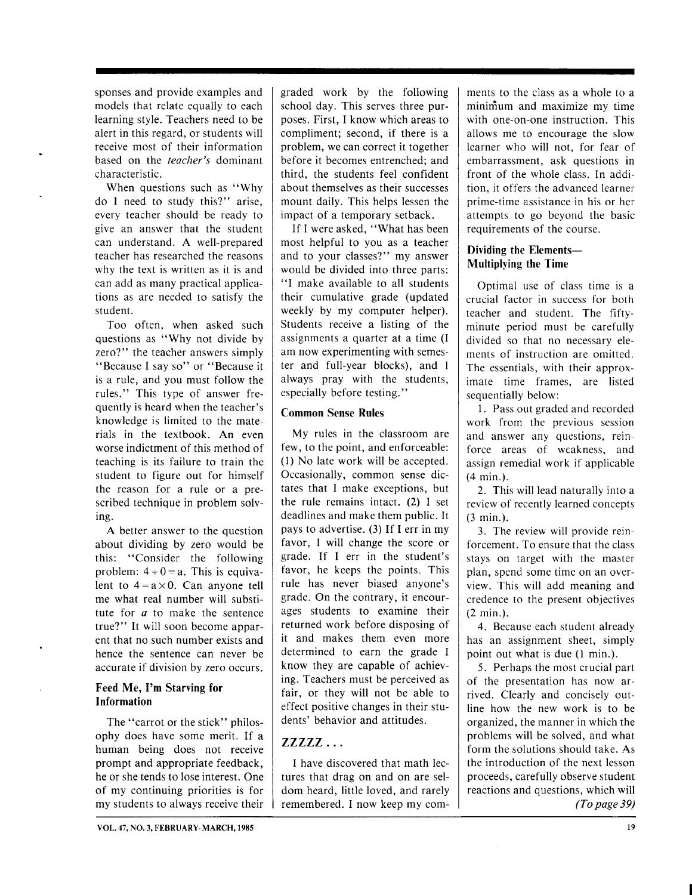sponses and provide examples and models that relate equally to each learning style. Teachers need to be alert in this regard, or students will receive most of their information based on the *teacher's* dominant characteristic.

When questions such as "Why do I need to study this?" arise, every teacher should be ready to give an answer that the student can understand. A well-prepared teacher has researched the reasons why the text is written as it is and can add as many practical applications as are needed to satisfy the student.

Too often, when asked such questions as "Why not divide by zero?" the teacher answers simply "Because I say so" or "Because it is a rule, and you must follow the rules." This type of answer frequently is heard when the teacher's knowledge is limited to the materials in the textbook. An even worse indictment of this method of teaching is its failure to train the student to figure out for himself the reason for a rule or a prescribed technique in problem solving.

A better answer to the question about dividing by zero would be this: "Consider the following problem: $4 \div 0 = a$. This is equivalent to $4 = a \times 0$. Can anyone tell me what real number will substitute for $a$ to make the sentence true?" It will soon become apparent that no such number exists and hence the sentence can never be accurate if division by zero occurs.

### Feed Me, I'm Starving for Information

The "carrot or the stick" philosophy does have some merit. If a human being does not receive prompt and appropriate feedback, he or she tends to lose interest. One of my continuing priorities is for my students to always receive their graded work by the following school day. This serves three purposes. First, I know which areas to compliment; second, if there is a problem, we can correct it together before it becomes entrenched; and third, the students feel confident about themselves as their successes mount daily. This helps lessen the impact of a temporary setback.

If I were asked, "What has been most helpful to you as a teacher and to your classes?" my answer would be divided into three parts: "I make available to all students their cumulative grade (updated weekly by my computer helper). Students receive a listing of the assignments a quarter at a time (I am now experimenting with semester and full-year blocks), and I always pray with the students, especially before testing."

### Common Sense Rules

My rules in the classroom are few, to the point, and enforceable: (1) No late work will be accepted. Occasionally, common sense dictates that I make exceptions, but the rule remains intact. (2) I set deadlines and make them public. It pays to advertise. (3) If I err in my favor, I will change the score or grade. If I err in the student's favor, he keeps the points. This rule has never biased anyone's grade. On the contrary, it encourages students to examine their returned work before disposing of it and makes them even more determined to earn the grade I know they are capable of achieving. Teachers must be perceived as fair, or they will not be able to effect positive changes in their students' behavior and attitudes.

### ZZZZZ . . .

I have discovered that math lectures that drag on and on are seldom heard, little loved, and rarely remembered. I now keep my comments to the class as a whole to a minimum and maximize my time with one-on-one instruction. This allows me to encourage the slow learner who will not, for fear of embarrassment, ask questions in front of the whole class. In addition, it offers the advanced learner prime-time assistance in his or her attempts to go beyond the basic requirements of the course.

### Dividing the Elements—Multiplying the Time

Optimal use of class time is a crucial factor in success for both teacher and student. The fifty-minute period must be carefully divided so that no necessary elements of instruction are omitted. The essentials, with their approximate time frames, are listed sequentially below:

1. Pass out graded and recorded work from the previous session and answer any questions, reinforce areas of weakness, and assign remedial work if applicable (4 min.).
2. This will lead naturally into a review of recently learned concepts (3 min.).
3. The review will provide reinforcement. To ensure that the class stays on target with the master plan, spend some time on an overview. This will add meaning and credence to the present objectives (2 min.).
4. Because each student already has an assignment sheet, simply point out what is due (1 min.).
5. Perhaps the most crucial part of the presentation has now arrived. Clearly and concisely outline how the new work is to be organized, the manner in which the problems will be solved, and what form the solutions should take. As the introduction of the next lesson proceeds, carefully observe student reactions and questions, which will

*(To page 39)*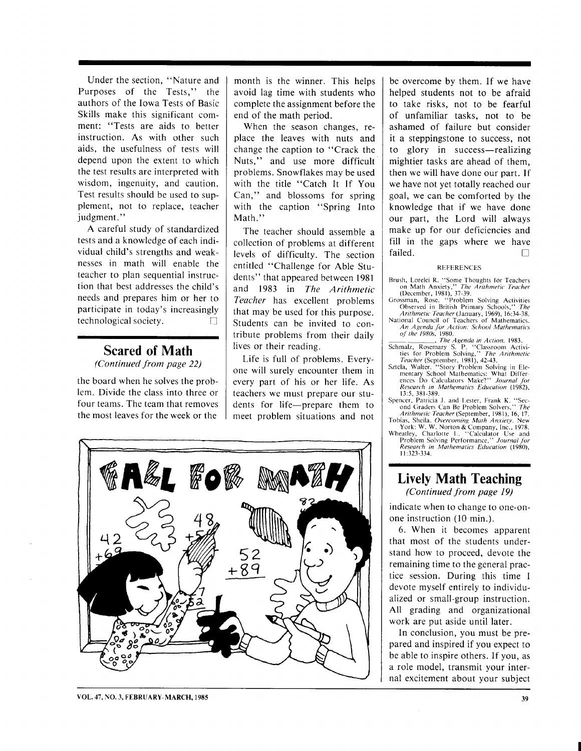Under the section, "Nature and Purposes of the Tests," the authors of the Iowa Tests of Basic Skills make this significant comment: "Tests are aids to better instruction. As with other such aids, the usefulness of tests will depend upon the extent to which the test results are interpreted with wisdom, ingenuity, and caution. Test results should be used to supplement, not to replace, teacher judgment."

A careful study of standardized tests and a knowledge of each individual child's strengths and weaknesses in math will enable the teacher to plan sequential instruction that best addresses the child's needs and prepares him or her to participate in today's increasingly technological society. □

## Scared of Math

*(Continued from page 22)*

the board when he solves the problem. Divide the class into three or four teams. The team that removes the most leaves for the week or the month is the winner. This helps avoid lag time with students who complete the assignment before the end of the math period.

When the season changes, replace the leaves with nuts and change the caption to "Crack the Nuts," and use more difficult problems. Snowflakes may be used with the title "Catch It If You Can," and blossoms for spring with the caption "Spring Into Math."

The teacher should assemble a collection of problems at different levels of difficulty. The section entitled "Challenge for Able Students" that appeared between 1981 and 1983 in *The Arithmetic Teacher* has excellent problems that may be used for this purpose. Students can be invited to contribute problems from their daily lives or their reading.

Life is full of problems. Everyone will surely encounter them in every part of his or her life. As teachers we must prepare our students for life—prepare them to meet problem situations and not be overcome by them. If we have helped students not to be afraid to take risks, not to be fearful of unfamiliar tasks, not to be ashamed of failure but consider it a steppingstone to success, not to glory in success—realizing mightier tasks are ahead of them, then we will have done our part. If we have not yet totally reached our goal, we can be comforted by the knowledge that if we have done our part, the Lord will always make up for our deficiencies and fill in the gaps where we have failed. □

### REFERENCES

Brush, Lorelei R. "Some Thoughts for Teachers on Math Anxiety," *The Arithmetic Teacher* (December, 1981), 37-39.

Grossman, Rose. "Problem Solving Activities Observed in British Primary Schools," *The Arithmetic Teacher* (January, 1969), 16:34-38.

National Council of Teachers of Mathematics. *An Agenda for Action: School Mathematics of the 1980s*, 1980.

\_\_\_\_\_\_\_\_, *The Agenda in Action*. 1983.

Schmalz, Rosemary S. P. "Classroom Activities for Problem Solving," *The Arithmetic Teacher* (September, 1981), 42-43.

Sztela, Walter. "Story Problem Solving in Elementary School Mathematics: What Differences Do Calculators Make?" *Journal for Research in Mathematics Education* (1982), 13:5, 381-389.

Spencer, Patricia J. and Lester, Frank K. "Second Graders Can Be Problem Solvers," *The Arithmetic Teacher* (September, 1981), 16, 17.

Tobias, Sheila. *Overcoming Math Anxiety*. New York: W. W. Norton & Company, Inc., 1978.

Wheatley, Charlotte L. "Calculator Use and Problem Solving Performance," *Journal for Research in Mathematics Education* (1980), 11:323-334.

## Lively Math Teaching

*(Continued from page 19)*

indicate when to change to one-on-one instruction (10 min.).

6. When it becomes apparent that most of the students understand how to proceed, devote the remaining time to the general practice session. During this time I devote myself entirely to individualized or small-group instruction. All grading and organizational work are put aside until later.

In conclusion, you must be prepared and inspired if you expect to be able to inspire others. If you, as a role model, transmit your internal excitement about your subject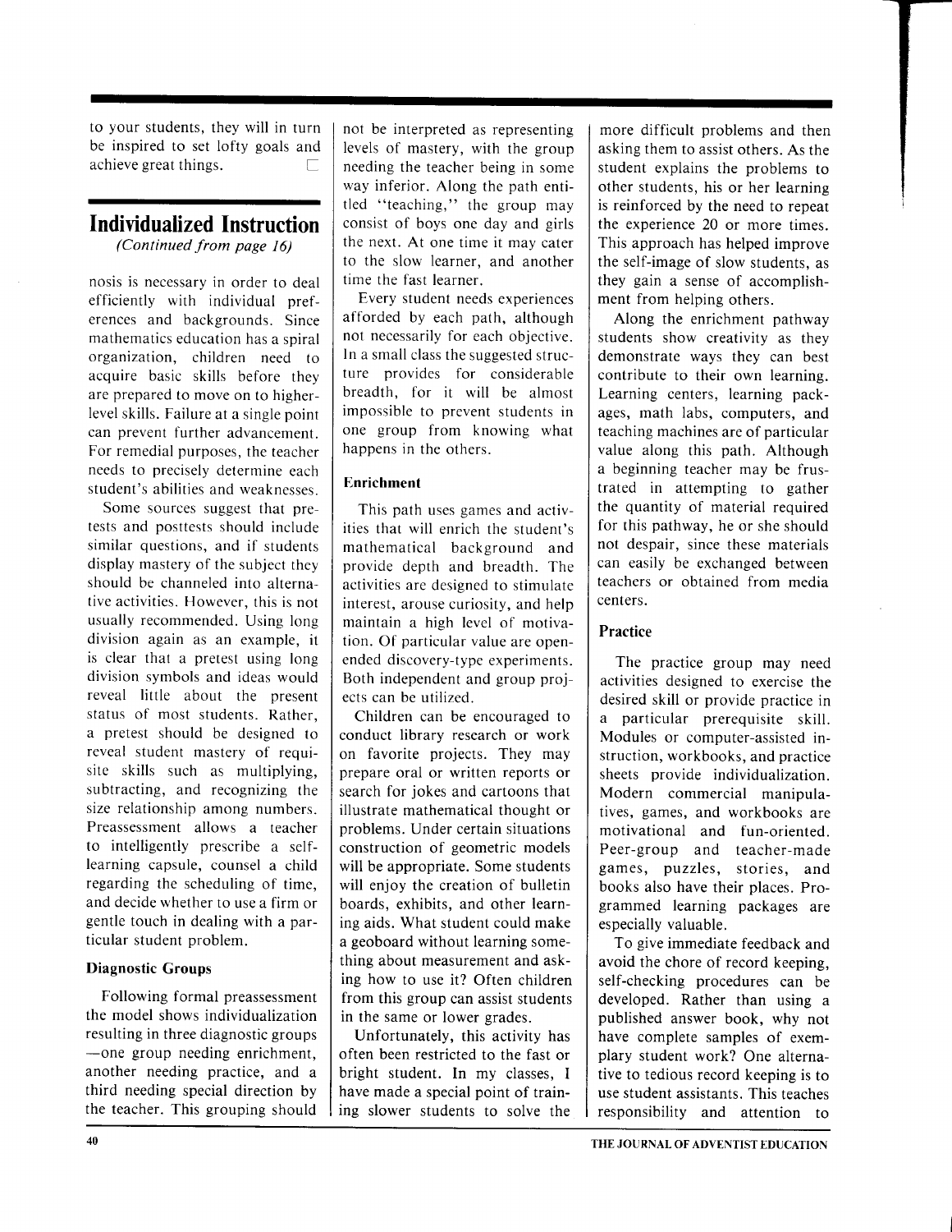to your students, they will in turn be inspired to set lofty goals and achieve great things. □

## Individualized Instruction

*(Continued from page 16)*

nosis is necessary in order to deal efficiently with individual preferences and backgrounds. Since mathematics education has a spiral organization, children need to acquire basic skills before they are prepared to move on to higher-level skills. Failure at a single point can prevent further advancement. For remedial purposes, the teacher needs to precisely determine each student's abilities and weaknesses.

Some sources suggest that pretests and posttests should include similar questions, and if students display mastery of the subject they should be channeled into alternative activities. However, this is not usually recommended. Using long division again as an example, it is clear that a pretest using long division symbols and ideas would reveal little about the present status of most students. Rather, a pretest should be designed to reveal student mastery of requisite skills such as multiplying, subtracting, and recognizing the size relationship among numbers. Preassessment allows a teacher to intelligently prescribe a self-learning capsule, counsel a child regarding the scheduling of time, and decide whether to use a firm or gentle touch in dealing with a particular student problem.

### Diagnostic Groups

Following formal preassessment the model shows individualization resulting in three diagnostic groups —one group needing enrichment, another needing practice, and a third needing special direction by the teacher. This grouping should not be interpreted as representing levels of mastery, with the group needing the teacher being in some way inferior. Along the path entitled "teaching," the group may consist of boys one day and girls the next. At one time it may cater to the slow learner, and another time the fast learner.

Every student needs experiences afforded by each path, although not necessarily for each objective. In a small class the suggested structure provides for considerable breadth, for it will be almost impossible to prevent students in one group from knowing what happens in the others.

### Enrichment

This path uses games and activities that will enrich the student's mathematical background and provide depth and breadth. The activities are designed to stimulate interest, arouse curiosity, and help maintain a high level of motivation. Of particular value are open-ended discovery-type experiments. Both independent and group projects can be utilized.

Children can be encouraged to conduct library research or work on favorite projects. They may prepare oral or written reports or search for jokes and cartoons that illustrate mathematical thought or problems. Under certain situations construction of geometric models will be appropriate. Some students will enjoy the creation of bulletin boards, exhibits, and other learning aids. What student could make a geoboard without learning something about measurement and asking how to use it? Often children from this group can assist students in the same or lower grades.

Unfortunately, this activity has often been restricted to the fast or bright student. In my classes, I have made a special point of training slower students to solve the more difficult problems and then asking them to assist others. As the student explains the problems to other students, his or her learning is reinforced by the need to repeat the experience 20 or more times. This approach has helped improve the self-image of slow students, as they gain a sense of accomplishment from helping others.

Along the enrichment pathway students show creativity as they demonstrate ways they can best contribute to their own learning. Learning centers, learning packages, math labs, computers, and teaching machines are of particular value along this path. Although a beginning teacher may be frustrated in attempting to gather the quantity of material required for this pathway, he or she should not despair, since these materials can easily be exchanged between teachers or obtained from media centers.

### Practice

The practice group may need activities designed to exercise the desired skill or provide practice in a particular prerequisite skill. Modules or computer-assisted instruction, workbooks, and practice sheets provide individualization. Modern commercial manipulatives, games, and workbooks are motivational and fun-oriented. Peer-group and teacher-made games, puzzles, stories, and books also have their places. Programmed learning packages are especially valuable.

To give immediate feedback and avoid the chore of record keeping, self-checking procedures can be developed. Rather than using a published answer book, why not have complete samples of exemplary student work? One alternative to tedious record keeping is to use student assistants. This teaches responsibility and attention to